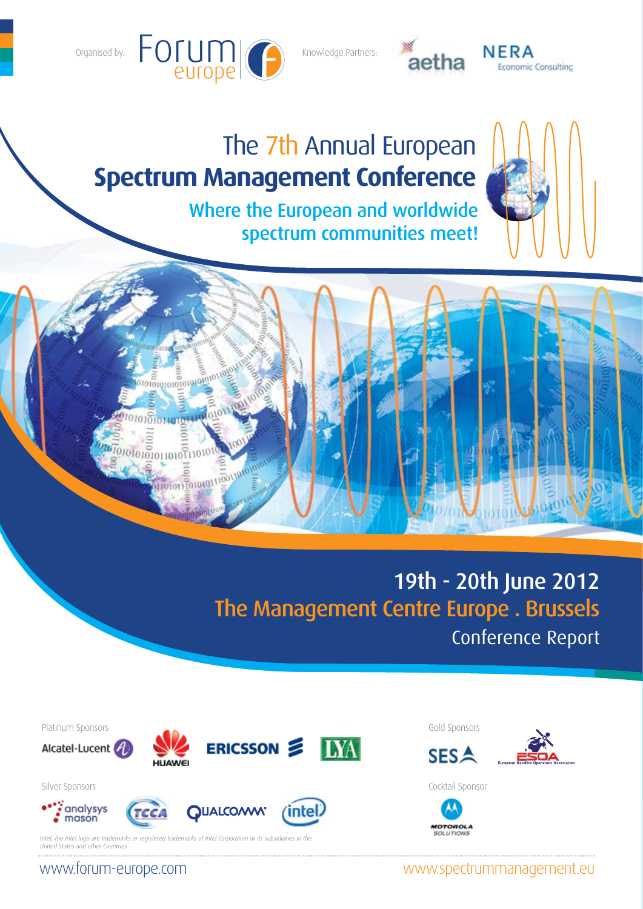Organised by: Forum europe

Knowledge Partners: aetha NERA Economic Consulting

# The 7th Annual European Spectrum Management Conference

## Where the European and worldwide spectrum communities meet!

**19th - 20th June 2012**

**The Management Centre Europe . Brussels**

Conference Report

Platinum Sponsors

Alcatel·Lucent, HUAWEI, ERICSSON, LYA

Gold Sponsors

SES, ESOA European Satellite Operators Association

Silver Sponsors

analysys mason, TCCA, QUALCOMM, intel

Cocktail Sponsor

MOTOROLA SOLUTIONS

*Intel, the Intel logo are trademarks or registered trademarks of Intel Corporation or its subsidiaries in the United States and other Countries*

www.forum-europe.com

www.spectrummanagement.eu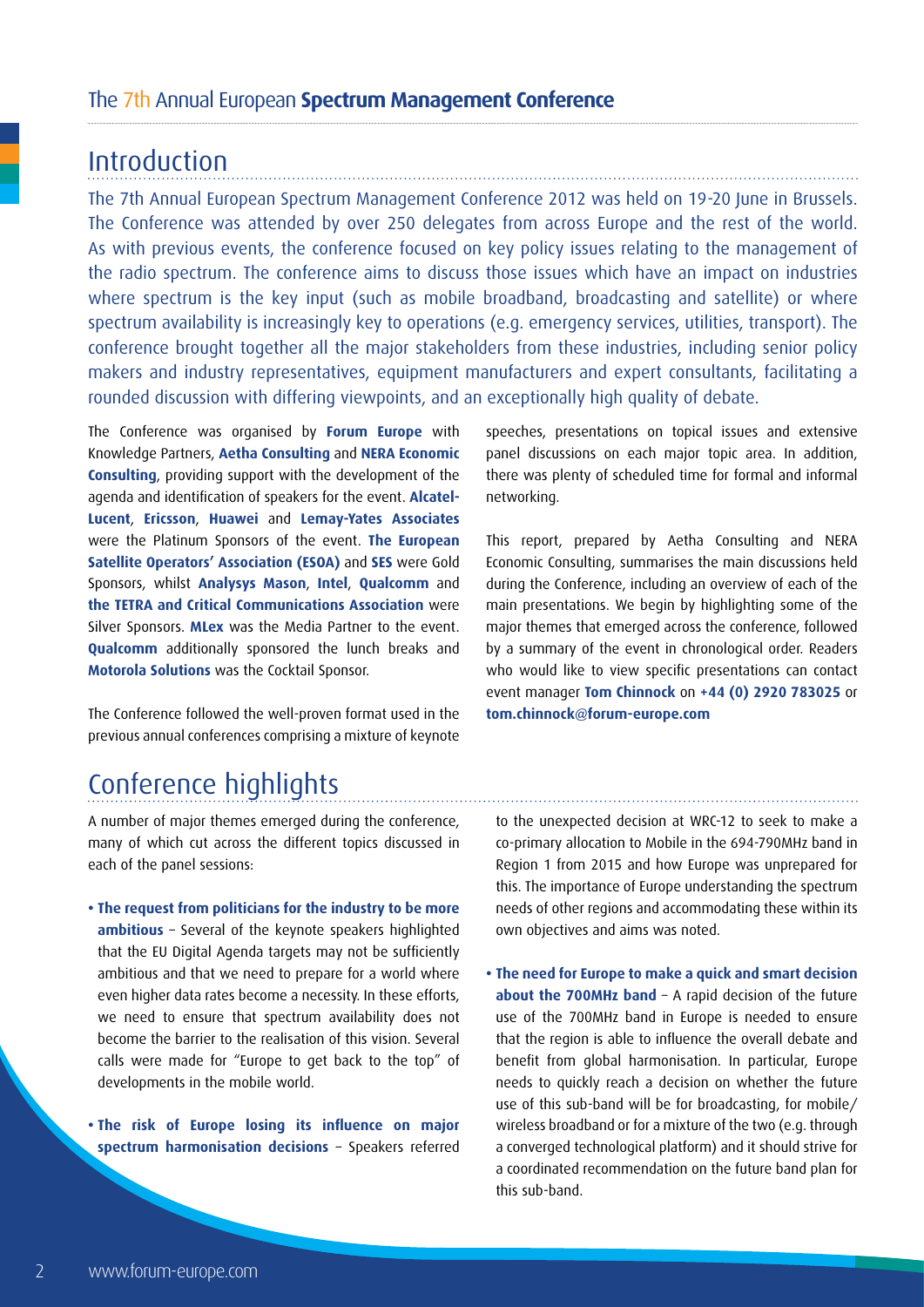## Introduction

The 7th Annual European Spectrum Management Conference 2012 was held on 19-20 June in Brussels. The Conference was attended by over 250 delegates from across Europe and the rest of the world. As with previous events, the conference focused on key policy issues relating to the management of the radio spectrum. The conference aims to discuss those issues which have an impact on industries where spectrum is the key input (such as mobile broadband, broadcasting and satellite) or where spectrum availability is increasingly key to operations (e.g. emergency services, utilities, transport). The conference brought together all the major stakeholders from these industries, including senior policy makers and industry representatives, equipment manufacturers and expert consultants, facilitating a rounded discussion with differing viewpoints, and an exceptionally high quality of debate.

The Conference was organised by **Forum Europe** with Knowledge Partners, **Aetha Consulting** and **NERA Economic Consulting**, providing support with the development of the agenda and identification of speakers for the event. **Alcatel-Lucent**, **Ericsson**, **Huawei** and **Lemay-Yates Associates** were the Platinum Sponsors of the event. **The European Satellite Operators' Association (ESOA)** and **SES** were Gold Sponsors, whilst **Analysys Mason**, **Intel**, **Qualcomm** and **the TETRA and Critical Communications Association** were Silver Sponsors. **MLex** was the Media Partner to the event. **Qualcomm** additionally sponsored the lunch breaks and **Motorola Solutions** was the Cocktail Sponsor.

The Conference followed the well-proven format used in the previous annual conferences comprising a mixture of keynote speeches, presentations on topical issues and extensive panel discussions on each major topic area. In addition, there was plenty of scheduled time for formal and informal networking.

This report, prepared by Aetha Consulting and NERA Economic Consulting, summarises the main discussions held during the Conference, including an overview of each of the main presentations. We begin by highlighting some of the major themes that emerged across the conference, followed by a summary of the event in chronological order. Readers who would like to view specific presentations can contact event manager **Tom Chinnock** on **+44 (0) 2920 783025** or **tom.chinnock@forum-europe.com**

## Conference highlights

A number of major themes emerged during the conference, many of which cut across the different topics discussed in each of the panel sessions:

- **The request from politicians for the industry to be more ambitious** – Several of the keynote speakers highlighted that the EU Digital Agenda targets may not be sufficiently ambitious and that we need to prepare for a world where even higher data rates become a necessity. In these efforts, we need to ensure that spectrum availability does not become the barrier to the realisation of this vision. Several calls were made for "Europe to get back to the top" of developments in the mobile world.
- **The risk of Europe losing its influence on major spectrum harmonisation decisions** – Speakers referred to the unexpected decision at WRC-12 to seek to make a co-primary allocation to Mobile in the 694-790MHz band in Region 1 from 2015 and how Europe was unprepared for this. The importance of Europe understanding the spectrum needs of other regions and accommodating these within its own objectives and aims was noted.
- **The need for Europe to make a quick and smart decision about the 700MHz band** – A rapid decision of the future use of the 700MHz band in Europe is needed to ensure that the region is able to influence the overall debate and benefit from global harmonisation. In particular, Europe needs to quickly reach a decision on whether the future use of this sub-band will be for broadcasting, for mobile/wireless broadband or for a mixture of the two (e.g. through a converged technological platform) and it should strive for a coordinated recommendation on the future band plan for this sub-band.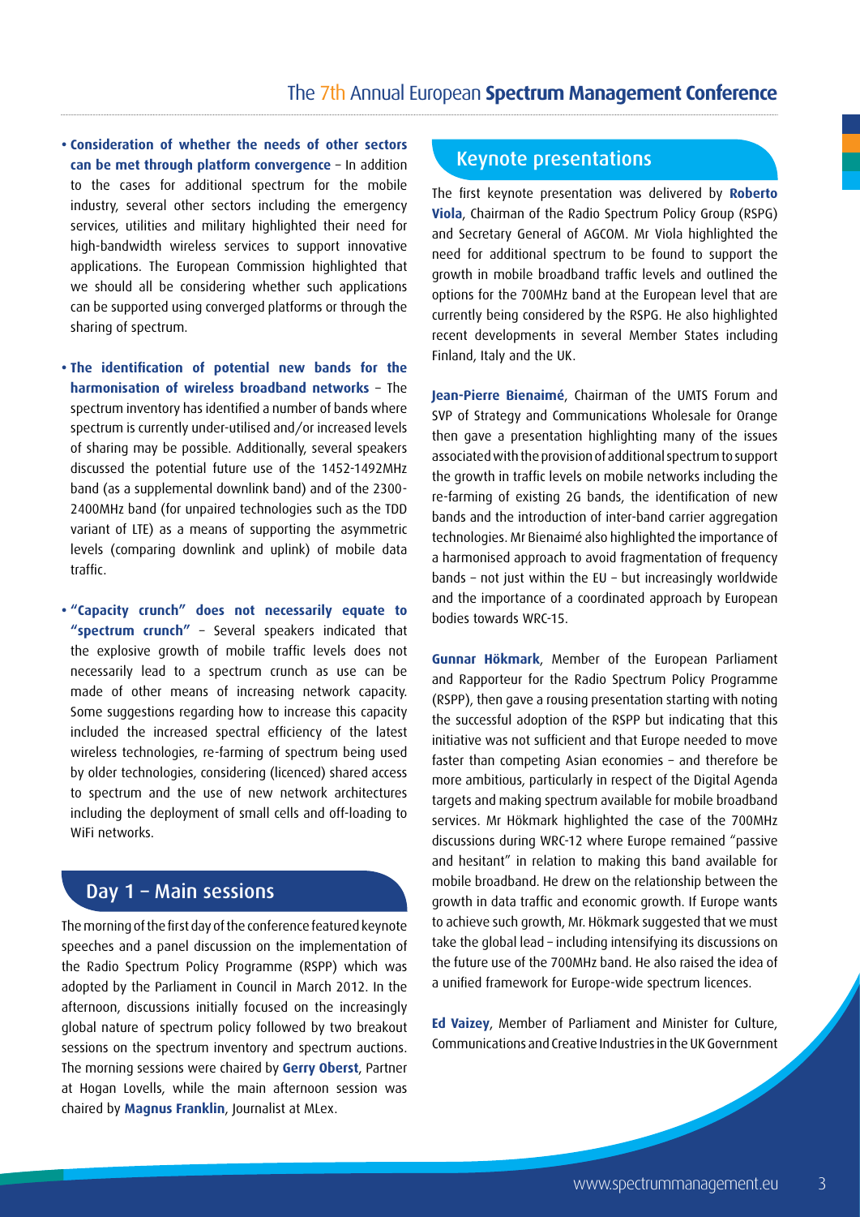- **Consideration of whether the needs of other sectors can be met through platform convergence** – In addition to the cases for additional spectrum for the mobile industry, several other sectors including the emergency services, utilities and military highlighted their need for high-bandwidth wireless services to support innovative applications. The European Commission highlighted that we should all be considering whether such applications can be supported using converged platforms or through the sharing of spectrum.

- **The identification of potential new bands for the harmonisation of wireless broadband networks** – The spectrum inventory has identified a number of bands where spectrum is currently under-utilised and/or increased levels of sharing may be possible. Additionally, several speakers discussed the potential future use of the 1452-1492MHz band (as a supplemental downlink band) and of the 2300-2400MHz band (for unpaired technologies such as the TDD variant of LTE) as a means of supporting the asymmetric levels (comparing downlink and uplink) of mobile data traffic.

- **"Capacity crunch" does not necessarily equate to "spectrum crunch"** – Several speakers indicated that the explosive growth of mobile traffic levels does not necessarily lead to a spectrum crunch as use can be made of other means of increasing network capacity. Some suggestions regarding how to increase this capacity included the increased spectral efficiency of the latest wireless technologies, re-farming of spectrum being used by older technologies, considering (licenced) shared access to spectrum and the use of new network architectures including the deployment of small cells and off-loading to WiFi networks.

## Day 1 – Main sessions

The morning of the first day of the conference featured keynote speeches and a panel discussion on the implementation of the Radio Spectrum Policy Programme (RSPP) which was adopted by the Parliament in Council in March 2012. In the afternoon, discussions initially focused on the increasingly global nature of spectrum policy followed by two breakout sessions on the spectrum inventory and spectrum auctions. The morning sessions were chaired by **Gerry Oberst**, Partner at Hogan Lovells, while the main afternoon session was chaired by **Magnus Franklin**, Journalist at MLex.

## Keynote presentations

The first keynote presentation was delivered by **Roberto Viola**, Chairman of the Radio Spectrum Policy Group (RSPG) and Secretary General of AGCOM. Mr Viola highlighted the need for additional spectrum to be found to support the growth in mobile broadband traffic levels and outlined the options for the 700MHz band at the European level that are currently being considered by the RSPG. He also highlighted recent developments in several Member States including Finland, Italy and the UK.

**Jean-Pierre Bienaimé**, Chairman of the UMTS Forum and SVP of Strategy and Communications Wholesale for Orange then gave a presentation highlighting many of the issues associated with the provision of additional spectrum to support the growth in traffic levels on mobile networks including the re-farming of existing 2G bands, the identification of new bands and the introduction of inter-band carrier aggregation technologies. Mr Bienaimé also highlighted the importance of a harmonised approach to avoid fragmentation of frequency bands – not just within the EU – but increasingly worldwide and the importance of a coordinated approach by European bodies towards WRC-15.

**Gunnar Hökmark**, Member of the European Parliament and Rapporteur for the Radio Spectrum Policy Programme (RSPP), then gave a rousing presentation starting with noting the successful adoption of the RSPP but indicating that this initiative was not sufficient and that Europe needed to move faster than competing Asian economies – and therefore be more ambitious, particularly in respect of the Digital Agenda targets and making spectrum available for mobile broadband services. Mr Hökmark highlighted the case of the 700MHz discussions during WRC-12 where Europe remained "passive and hesitant" in relation to making this band available for mobile broadband. He drew on the relationship between the growth in data traffic and economic growth. If Europe wants to achieve such growth, Mr. Hökmark suggested that we must take the global lead – including intensifying its discussions on the future use of the 700MHz band. He also raised the idea of a unified framework for Europe-wide spectrum licences.

**Ed Vaizey**, Member of Parliament and Minister for Culture, Communications and Creative Industries in the UK Government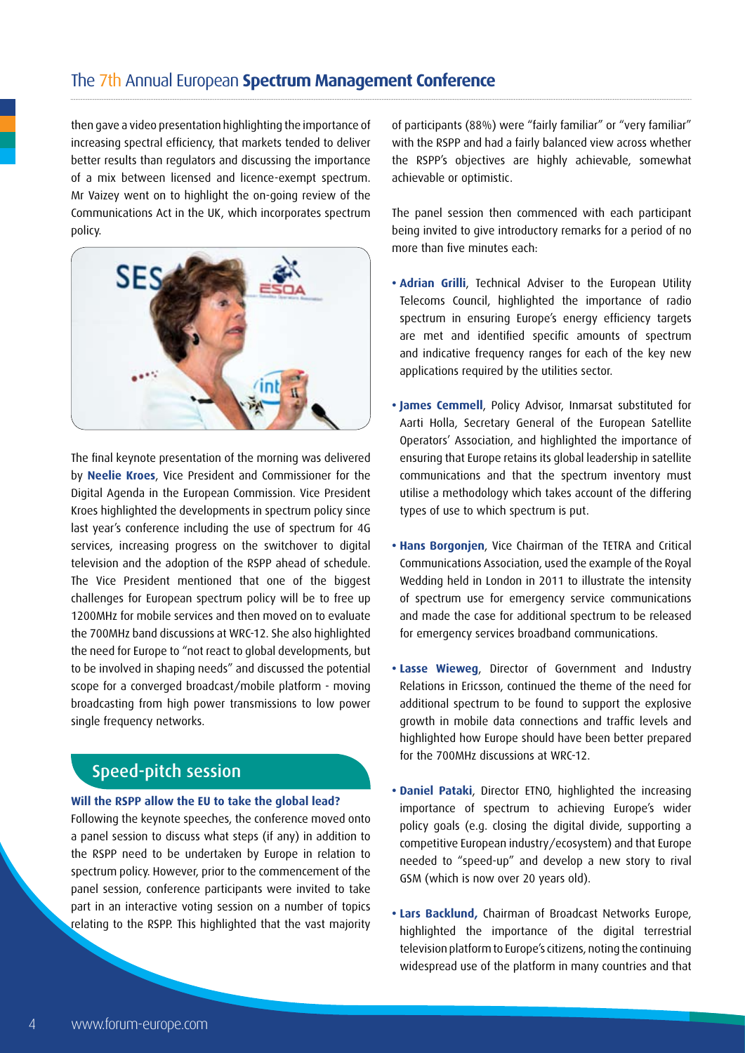then gave a video presentation highlighting the importance of increasing spectral efficiency, that markets tended to deliver better results than regulators and discussing the importance of a mix between licensed and licence-exempt spectrum. Mr Vaizey went on to highlight the on-going review of the Communications Act in the UK, which incorporates spectrum policy.

The final keynote presentation of the morning was delivered by **Neelie Kroes**, Vice President and Commissioner for the Digital Agenda in the European Commission. Vice President Kroes highlighted the developments in spectrum policy since last year's conference including the use of spectrum for 4G services, increasing progress on the switchover to digital television and the adoption of the RSPP ahead of schedule. The Vice President mentioned that one of the biggest challenges for European spectrum policy will be to free up 1200MHz for mobile services and then moved on to evaluate the 700MHz band discussions at WRC-12. She also highlighted the need for Europe to "not react to global developments, but to be involved in shaping needs" and discussed the potential scope for a converged broadcast/mobile platform - moving broadcasting from high power transmissions to low power single frequency networks.

## Speed-pitch session

### Will the RSPP allow the EU to take the global lead?

Following the keynote speeches, the conference moved onto a panel session to discuss what steps (if any) in addition to the RSPP need to be undertaken by Europe in relation to spectrum policy. However, prior to the commencement of the panel session, conference participants were invited to take part in an interactive voting session on a number of topics relating to the RSPP. This highlighted that the vast majority of participants (88%) were "fairly familiar" or "very familiar" with the RSPP and had a fairly balanced view across whether the RSPP's objectives are highly achievable, somewhat achievable or optimistic.

The panel session then commenced with each participant being invited to give introductory remarks for a period of no more than five minutes each:

- **Adrian Grilli**, Technical Adviser to the European Utility Telecoms Council, highlighted the importance of radio spectrum in ensuring Europe's energy efficiency targets are met and identified specific amounts of spectrum and indicative frequency ranges for each of the key new applications required by the utilities sector.

- **James Cemmell**, Policy Advisor, Inmarsat substituted for Aarti Holla, Secretary General of the European Satellite Operators' Association, and highlighted the importance of ensuring that Europe retains its global leadership in satellite communications and that the spectrum inventory must utilise a methodology which takes account of the differing types of use to which spectrum is put.

- **Hans Borgonjen**, Vice Chairman of the TETRA and Critical Communications Association, used the example of the Royal Wedding held in London in 2011 to illustrate the intensity of spectrum use for emergency service communications and made the case for additional spectrum to be released for emergency services broadband communications.

- **Lasse Wieweg**, Director of Government and Industry Relations in Ericsson, continued the theme of the need for additional spectrum to be found to support the explosive growth in mobile data connections and traffic levels and highlighted how Europe should have been better prepared for the 700MHz discussions at WRC-12.

- **Daniel Pataki**, Director ETNO, highlighted the increasing importance of spectrum to achieving Europe's wider policy goals (e.g. closing the digital divide, supporting a competitive European industry/ecosystem) and that Europe needed to "speed-up" and develop a new story to rival GSM (which is now over 20 years old).

- **Lars Backlund,** Chairman of Broadcast Networks Europe, highlighted the importance of the digital terrestrial television platform to Europe's citizens, noting the continuing widespread use of the platform in many countries and that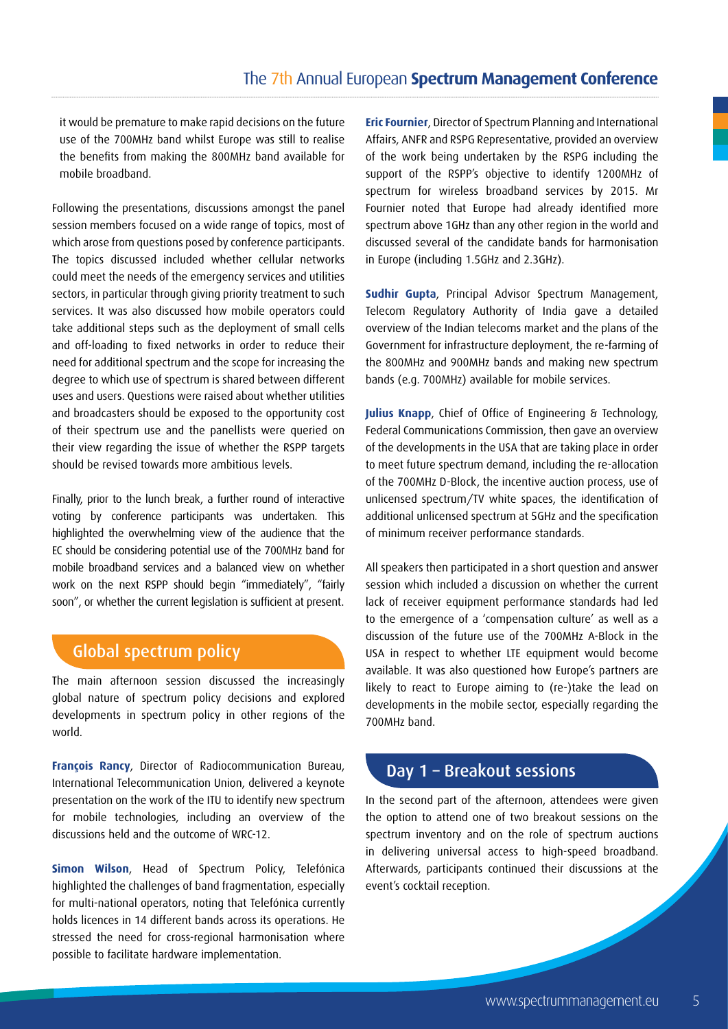it would be premature to make rapid decisions on the future use of the 700MHz band whilst Europe was still to realise the benefits from making the 800MHz band available for mobile broadband.

Following the presentations, discussions amongst the panel session members focused on a wide range of topics, most of which arose from questions posed by conference participants. The topics discussed included whether cellular networks could meet the needs of the emergency services and utilities sectors, in particular through giving priority treatment to such services. It was also discussed how mobile operators could take additional steps such as the deployment of small cells and off-loading to fixed networks in order to reduce their need for additional spectrum and the scope for increasing the degree to which use of spectrum is shared between different uses and users. Questions were raised about whether utilities and broadcasters should be exposed to the opportunity cost of their spectrum use and the panellists were queried on their view regarding the issue of whether the RSPP targets should be revised towards more ambitious levels.

Finally, prior to the lunch break, a further round of interactive voting by conference participants was undertaken. This highlighted the overwhelming view of the audience that the EC should be considering potential use of the 700MHz band for mobile broadband services and a balanced view on whether work on the next RSPP should begin "immediately", "fairly soon", or whether the current legislation is sufficient at present.

## Global spectrum policy

The main afternoon session discussed the increasingly global nature of spectrum policy decisions and explored developments in spectrum policy in other regions of the world.

**François Rancy**, Director of Radiocommunication Bureau, International Telecommunication Union, delivered a keynote presentation on the work of the ITU to identify new spectrum for mobile technologies, including an overview of the discussions held and the outcome of WRC-12.

**Simon Wilson**, Head of Spectrum Policy, Telefónica highlighted the challenges of band fragmentation, especially for multi-national operators, noting that Telefónica currently holds licences in 14 different bands across its operations. He stressed the need for cross-regional harmonisation where possible to facilitate hardware implementation.

**Eric Fournier**, Director of Spectrum Planning and International Affairs, ANFR and RSPG Representative, provided an overview of the work being undertaken by the RSPG including the support of the RSPP's objective to identify 1200MHz of spectrum for wireless broadband services by 2015. Mr Fournier noted that Europe had already identified more spectrum above 1GHz than any other region in the world and discussed several of the candidate bands for harmonisation in Europe (including 1.5GHz and 2.3GHz).

**Sudhir Gupta**, Principal Advisor Spectrum Management, Telecom Regulatory Authority of India gave a detailed overview of the Indian telecoms market and the plans of the Government for infrastructure deployment, the re-farming of the 800MHz and 900MHz bands and making new spectrum bands (e.g. 700MHz) available for mobile services.

**Julius Knapp**, Chief of Office of Engineering & Technology, Federal Communications Commission, then gave an overview of the developments in the USA that are taking place in order to meet future spectrum demand, including the re-allocation of the 700MHz D-Block, the incentive auction process, use of unlicensed spectrum/TV white spaces, the identification of additional unlicensed spectrum at 5GHz and the specification of minimum receiver performance standards.

All speakers then participated in a short question and answer session which included a discussion on whether the current lack of receiver equipment performance standards had led to the emergence of a 'compensation culture' as well as a discussion of the future use of the 700MHz A-Block in the USA in respect to whether LTE equipment would become available. It was also questioned how Europe's partners are likely to react to Europe aiming to (re-)take the lead on developments in the mobile sector, especially regarding the 700MHz band.

## Day 1 – Breakout sessions

In the second part of the afternoon, attendees were given the option to attend one of two breakout sessions on the spectrum inventory and on the role of spectrum auctions in delivering universal access to high-speed broadband. Afterwards, participants continued their discussions at the event's cocktail reception.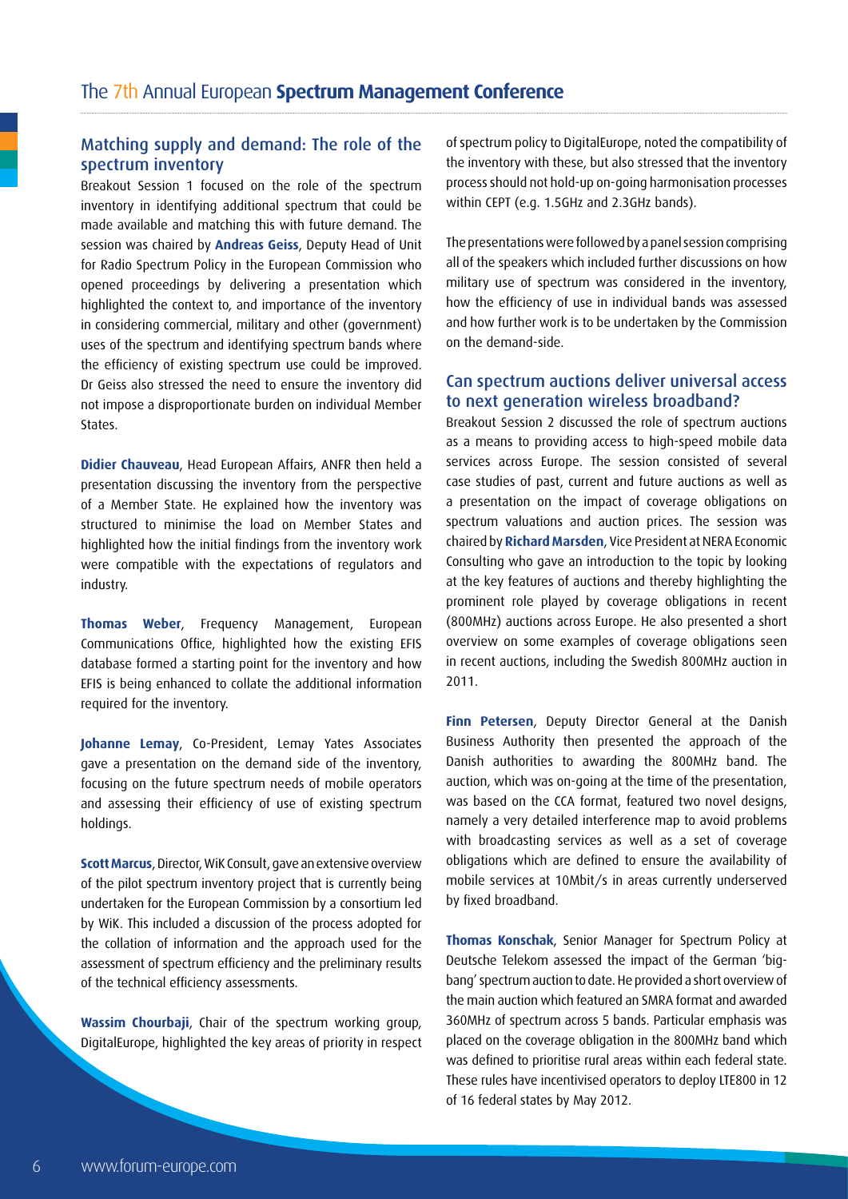## Matching supply and demand: The role of the spectrum inventory

Breakout Session 1 focused on the role of the spectrum inventory in identifying additional spectrum that could be made available and matching this with future demand. The session was chaired by **Andreas Geiss**, Deputy Head of Unit for Radio Spectrum Policy in the European Commission who opened proceedings by delivering a presentation which highlighted the context to, and importance of the inventory in considering commercial, military and other (government) uses of the spectrum and identifying spectrum bands where the efficiency of existing spectrum use could be improved. Dr Geiss also stressed the need to ensure the inventory did not impose a disproportionate burden on individual Member States.

**Didier Chauveau**, Head European Affairs, ANFR then held a presentation discussing the inventory from the perspective of a Member State. He explained how the inventory was structured to minimise the load on Member States and highlighted how the initial findings from the inventory work were compatible with the expectations of regulators and industry.

**Thomas Weber**, Frequency Management, European Communications Office, highlighted how the existing EFIS database formed a starting point for the inventory and how EFIS is being enhanced to collate the additional information required for the inventory.

**Johanne Lemay**, Co-President, Lemay Yates Associates gave a presentation on the demand side of the inventory, focusing on the future spectrum needs of mobile operators and assessing their efficiency of use of existing spectrum holdings.

**Scott Marcus**, Director, WiK Consult, gave an extensive overview of the pilot spectrum inventory project that is currently being undertaken for the European Commission by a consortium led by WiK. This included a discussion of the process adopted for the collation of information and the approach used for the assessment of spectrum efficiency and the preliminary results of the technical efficiency assessments.

**Wassim Chourbaji**, Chair of the spectrum working group, DigitalEurope, highlighted the key areas of priority in respect of spectrum policy to DigitalEurope, noted the compatibility of the inventory with these, but also stressed that the inventory process should not hold-up on-going harmonisation processes within CEPT (e.g. 1.5GHz and 2.3GHz bands).

The presentations were followed by a panel session comprising all of the speakers which included further discussions on how military use of spectrum was considered in the inventory, how the efficiency of use in individual bands was assessed and how further work is to be undertaken by the Commission on the demand-side.

## Can spectrum auctions deliver universal access to next generation wireless broadband?

Breakout Session 2 discussed the role of spectrum auctions as a means to providing access to high-speed mobile data services across Europe. The session consisted of several case studies of past, current and future auctions as well as a presentation on the impact of coverage obligations on spectrum valuations and auction prices. The session was chaired by **Richard Marsden**, Vice President at NERA Economic Consulting who gave an introduction to the topic by looking at the key features of auctions and thereby highlighting the prominent role played by coverage obligations in recent (800MHz) auctions across Europe. He also presented a short overview on some examples of coverage obligations seen in recent auctions, including the Swedish 800MHz auction in 2011.

**Finn Petersen**, Deputy Director General at the Danish Business Authority then presented the approach of the Danish authorities to awarding the 800MHz band. The auction, which was on-going at the time of the presentation, was based on the CCA format, featured two novel designs, namely a very detailed interference map to avoid problems with broadcasting services as well as a set of coverage obligations which are defined to ensure the availability of mobile services at 10Mbit/s in areas currently underserved by fixed broadband.

**Thomas Konschak**, Senior Manager for Spectrum Policy at Deutsche Telekom assessed the impact of the German 'big-bang' spectrum auction to date. He provided a short overview of the main auction which featured an SMRA format and awarded 360MHz of spectrum across 5 bands. Particular emphasis was placed on the coverage obligation in the 800MHz band which was defined to prioritise rural areas within each federal state. These rules have incentivised operators to deploy LTE800 in 12 of 16 federal states by May 2012.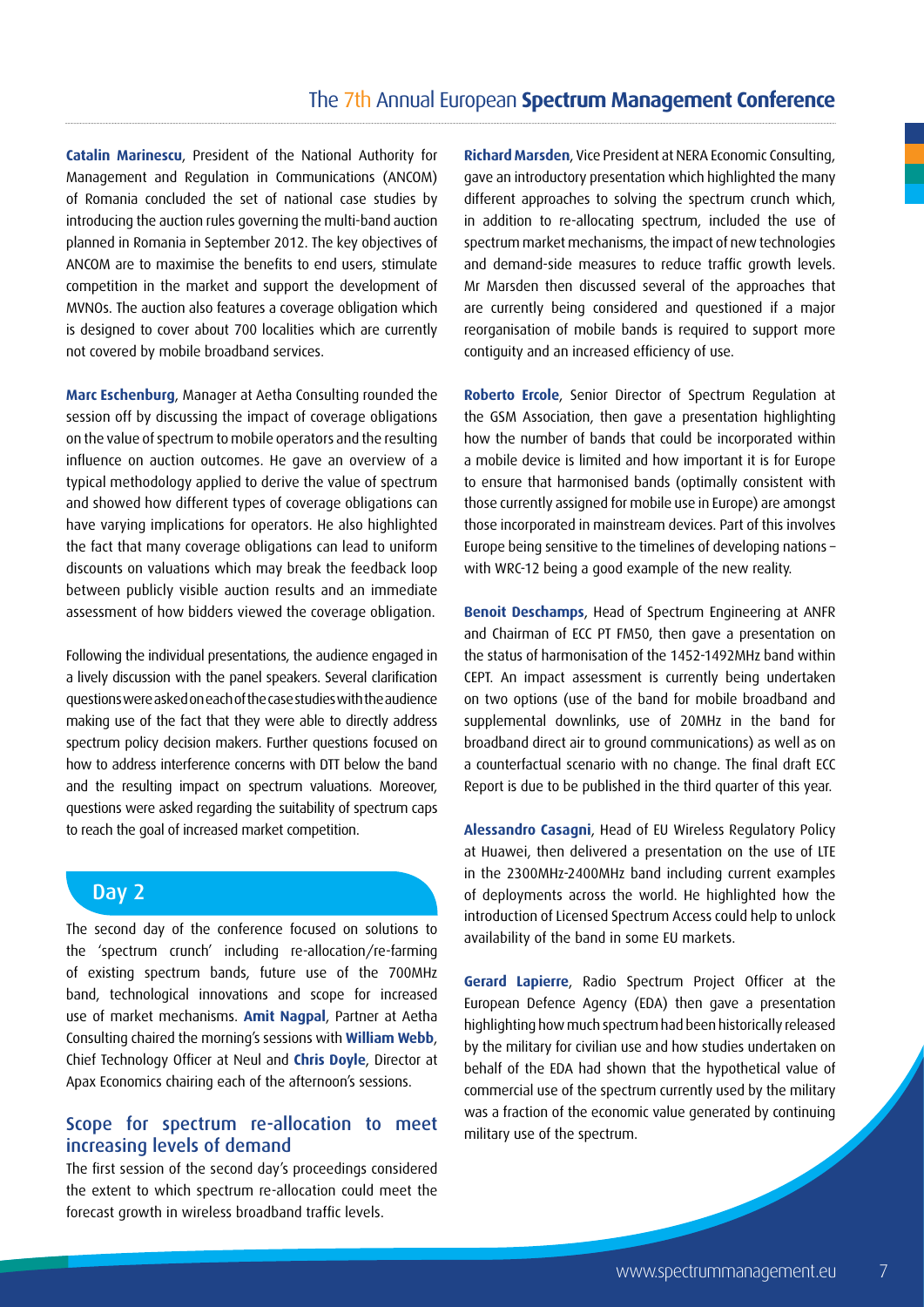**Catalin Marinescu**, President of the National Authority for Management and Regulation in Communications (ANCOM) of Romania concluded the set of national case studies by introducing the auction rules governing the multi-band auction planned in Romania in September 2012. The key objectives of ANCOM are to maximise the benefits to end users, stimulate competition in the market and support the development of MVNOs. The auction also features a coverage obligation which is designed to cover about 700 localities which are currently not covered by mobile broadband services.

**Marc Eschenburg**, Manager at Aetha Consulting rounded the session off by discussing the impact of coverage obligations on the value of spectrum to mobile operators and the resulting influence on auction outcomes. He gave an overview of a typical methodology applied to derive the value of spectrum and showed how different types of coverage obligations can have varying implications for operators. He also highlighted the fact that many coverage obligations can lead to uniform discounts on valuations which may break the feedback loop between publicly visible auction results and an immediate assessment of how bidders viewed the coverage obligation.

Following the individual presentations, the audience engaged in a lively discussion with the panel speakers. Several clarification questions were asked on each of the case studies with the audience making use of the fact that they were able to directly address spectrum policy decision makers. Further questions focused on how to address interference concerns with DTT below the band and the resulting impact on spectrum valuations. Moreover, questions were asked regarding the suitability of spectrum caps to reach the goal of increased market competition.

## Day 2

The second day of the conference focused on solutions to the 'spectrum crunch' including re-allocation/re-farming of existing spectrum bands, future use of the 700MHz band, technological innovations and scope for increased use of market mechanisms. **Amit Nagpal**, Partner at Aetha Consulting chaired the morning's sessions with **William Webb**, Chief Technology Officer at Neul and **Chris Doyle**, Director at Apax Economics chairing each of the afternoon's sessions.

### Scope for spectrum re-allocation to meet increasing levels of demand

The first session of the second day's proceedings considered the extent to which spectrum re-allocation could meet the forecast growth in wireless broadband traffic levels.

**Richard Marsden**, Vice President at NERA Economic Consulting, gave an introductory presentation which highlighted the many different approaches to solving the spectrum crunch which, in addition to re-allocating spectrum, included the use of spectrum market mechanisms, the impact of new technologies and demand-side measures to reduce traffic growth levels. Mr Marsden then discussed several of the approaches that are currently being considered and questioned if a major reorganisation of mobile bands is required to support more contiguity and an increased efficiency of use.

**Roberto Ercole**, Senior Director of Spectrum Regulation at the GSM Association, then gave a presentation highlighting how the number of bands that could be incorporated within a mobile device is limited and how important it is for Europe to ensure that harmonised bands (optimally consistent with those currently assigned for mobile use in Europe) are amongst those incorporated in mainstream devices. Part of this involves Europe being sensitive to the timelines of developing nations – with WRC-12 being a good example of the new reality.

**Benoit Deschamps**, Head of Spectrum Engineering at ANFR and Chairman of ECC PT FM50, then gave a presentation on the status of harmonisation of the 1452-1492MHz band within CEPT. An impact assessment is currently being undertaken on two options (use of the band for mobile broadband and supplemental downlinks, use of 20MHz in the band for broadband direct air to ground communications) as well as on a counterfactual scenario with no change. The final draft ECC Report is due to be published in the third quarter of this year.

**Alessandro Casagni**, Head of EU Wireless Regulatory Policy at Huawei, then delivered a presentation on the use of LTE in the 2300MHz-2400MHz band including current examples of deployments across the world. He highlighted how the introduction of Licensed Spectrum Access could help to unlock availability of the band in some EU markets.

**Gerard Lapierre**, Radio Spectrum Project Officer at the European Defence Agency (EDA) then gave a presentation highlighting how much spectrum had been historically released by the military for civilian use and how studies undertaken on behalf of the EDA had shown that the hypothetical value of commercial use of the spectrum currently used by the military was a fraction of the economic value generated by continuing military use of the spectrum.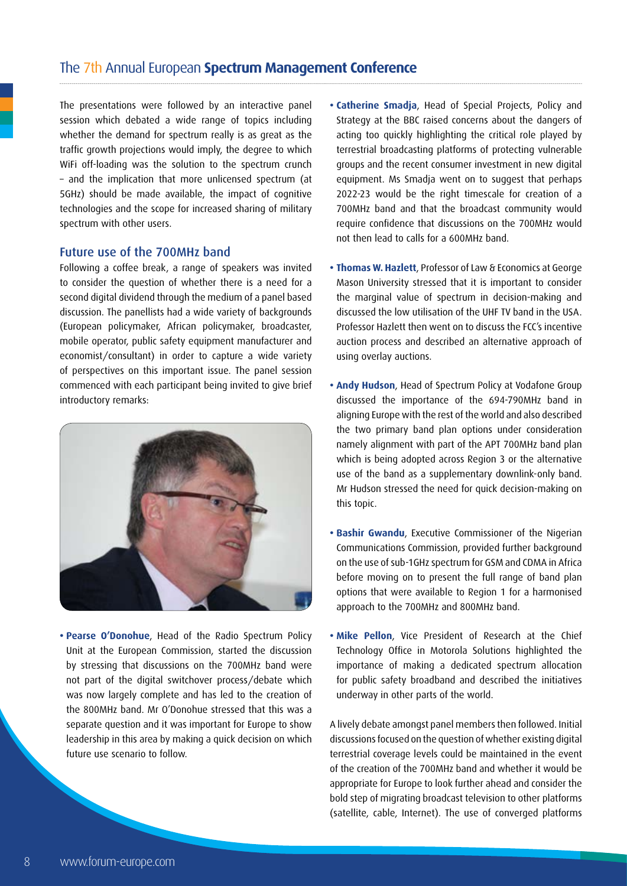The presentations were followed by an interactive panel session which debated a wide range of topics including whether the demand for spectrum really is as great as the traffic growth projections would imply, the degree to which WiFi off-loading was the solution to the spectrum crunch – and the implication that more unlicensed spectrum (at 5GHz) should be made available, the impact of cognitive technologies and the scope for increased sharing of military spectrum with other users.

## Future use of the 700MHz band

Following a coffee break, a range of speakers was invited to consider the question of whether there is a need for a second digital dividend through the medium of a panel based discussion. The panellists had a wide variety of backgrounds (European policymaker, African policymaker, broadcaster, mobile operator, public safety equipment manufacturer and economist/consultant) in order to capture a wide variety of perspectives on this important issue. The panel session commenced with each participant being invited to give brief introductory remarks:

- **Pearse O'Donohue**, Head of the Radio Spectrum Policy Unit at the European Commission, started the discussion by stressing that discussions on the 700MHz band were not part of the digital switchover process/debate which was now largely complete and has led to the creation of the 800MHz band. Mr O'Donohue stressed that this was a separate question and it was important for Europe to show leadership in this area by making a quick decision on which future use scenario to follow.
- **Catherine Smadja**, Head of Special Projects, Policy and Strategy at the BBC raised concerns about the dangers of acting too quickly highlighting the critical role played by terrestrial broadcasting platforms of protecting vulnerable groups and the recent consumer investment in new digital equipment. Ms Smadja went on to suggest that perhaps 2022-23 would be the right timescale for creation of a 700MHz band and that the broadcast community would require confidence that discussions on the 700MHz would not then lead to calls for a 600MHz band.
- **Thomas W. Hazlett**, Professor of Law & Economics at George Mason University stressed that it is important to consider the marginal value of spectrum in decision-making and discussed the low utilisation of the UHF TV band in the USA. Professor Hazlett then went on to discuss the FCC's incentive auction process and described an alternative approach of using overlay auctions.
- **Andy Hudson**, Head of Spectrum Policy at Vodafone Group discussed the importance of the 694-790MHz band in aligning Europe with the rest of the world and also described the two primary band plan options under consideration namely alignment with part of the APT 700MHz band plan which is being adopted across Region 3 or the alternative use of the band as a supplementary downlink-only band. Mr Hudson stressed the need for quick decision-making on this topic.
- **Bashir Gwandu**, Executive Commissioner of the Nigerian Communications Commission, provided further background on the use of sub-1GHz spectrum for GSM and CDMA in Africa before moving on to present the full range of band plan options that were available to Region 1 for a harmonised approach to the 700MHz and 800MHz band.
- **Mike Pellon**, Vice President of Research at the Chief Technology Office in Motorola Solutions highlighted the importance of making a dedicated spectrum allocation for public safety broadband and described the initiatives underway in other parts of the world.

A lively debate amongst panel members then followed. Initial discussions focused on the question of whether existing digital terrestrial coverage levels could be maintained in the event of the creation of the 700MHz band and whether it would be appropriate for Europe to look further ahead and consider the bold step of migrating broadcast television to other platforms (satellite, cable, Internet). The use of converged platforms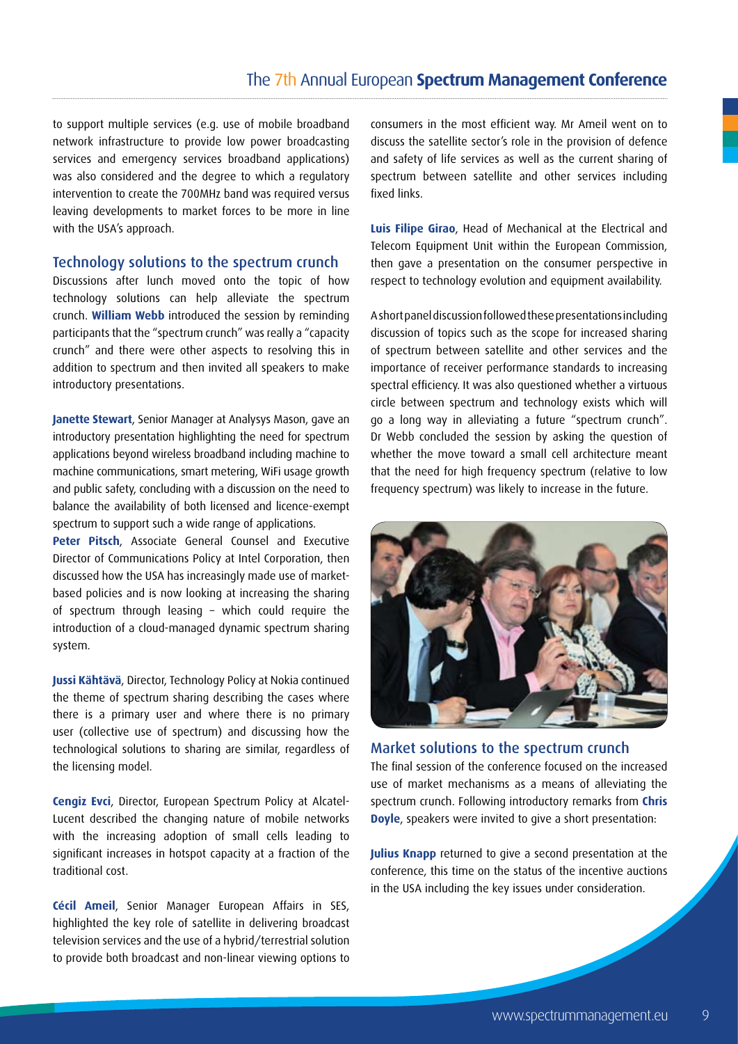to support multiple services (e.g. use of mobile broadband network infrastructure to provide low power broadcasting services and emergency services broadband applications) was also considered and the degree to which a regulatory intervention to create the 700MHz band was required versus leaving developments to market forces to be more in line with the USA's approach.

## Technology solutions to the spectrum crunch

Discussions after lunch moved onto the topic of how technology solutions can help alleviate the spectrum crunch. **William Webb** introduced the session by reminding participants that the "spectrum crunch" was really a "capacity crunch" and there were other aspects to resolving this in addition to spectrum and then invited all speakers to make introductory presentations.

**Janette Stewart**, Senior Manager at Analysys Mason, gave an introductory presentation highlighting the need for spectrum applications beyond wireless broadband including machine to machine communications, smart metering, WiFi usage growth and public safety, concluding with a discussion on the need to balance the availability of both licensed and licence-exempt spectrum to support such a wide range of applications.

**Peter Pitsch**, Associate General Counsel and Executive Director of Communications Policy at Intel Corporation, then discussed how the USA has increasingly made use of market-based policies and is now looking at increasing the sharing of spectrum through leasing – which could require the introduction of a cloud-managed dynamic spectrum sharing system.

**Jussi Kähtävä**, Director, Technology Policy at Nokia continued the theme of spectrum sharing describing the cases where there is a primary user and where there is no primary user (collective use of spectrum) and discussing how the technological solutions to sharing are similar, regardless of the licensing model.

**Cengiz Evci**, Director, European Spectrum Policy at Alcatel-Lucent described the changing nature of mobile networks with the increasing adoption of small cells leading to significant increases in hotspot capacity at a fraction of the traditional cost.

**Cécil Ameil**, Senior Manager European Affairs in SES, highlighted the key role of satellite in delivering broadcast television services and the use of a hybrid/terrestrial solution to provide both broadcast and non-linear viewing options to consumers in the most efficient way. Mr Ameil went on to discuss the satellite sector's role in the provision of defence and safety of life services as well as the current sharing of spectrum between satellite and other services including fixed links.

**Luis Filipe Girao**, Head of Mechanical at the Electrical and Telecom Equipment Unit within the European Commission, then gave a presentation on the consumer perspective in respect to technology evolution and equipment availability.

A short panel discussion followed these presentations including discussion of topics such as the scope for increased sharing of spectrum between satellite and other services and the importance of receiver performance standards to increasing spectral efficiency. It was also questioned whether a virtuous circle between spectrum and technology exists which will go a long way in alleviating a future "spectrum crunch". Dr Webb concluded the session by asking the question of whether the move toward a small cell architecture meant that the need for high frequency spectrum (relative to low frequency spectrum) was likely to increase in the future.

## Market solutions to the spectrum crunch

The final session of the conference focused on the increased use of market mechanisms as a means of alleviating the spectrum crunch. Following introductory remarks from **Chris Doyle**, speakers were invited to give a short presentation:

**Julius Knapp** returned to give a second presentation at the conference, this time on the status of the incentive auctions in the USA including the key issues under consideration.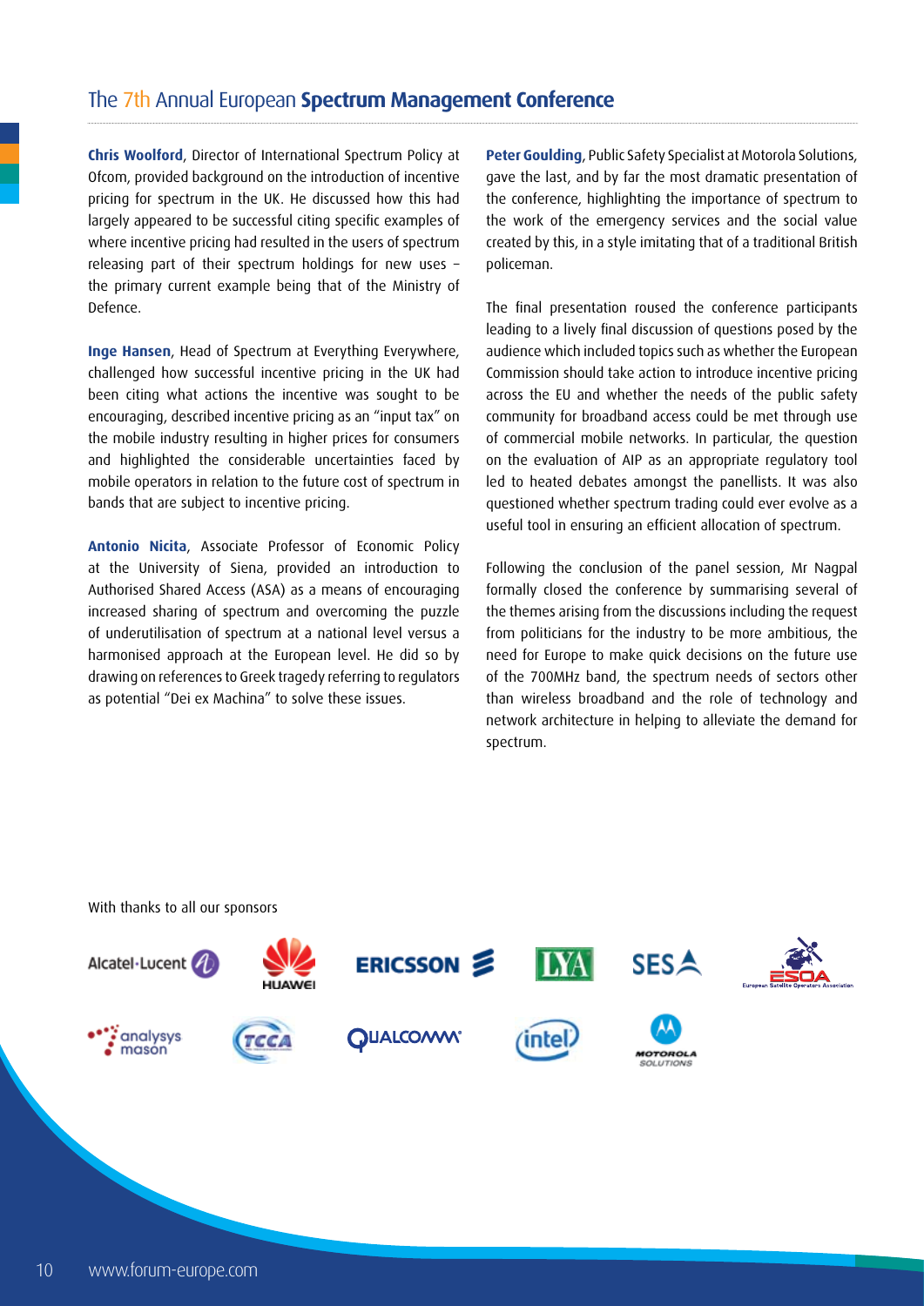**Chris Woolford**, Director of International Spectrum Policy at Ofcom, provided background on the introduction of incentive pricing for spectrum in the UK. He discussed how this had largely appeared to be successful citing specific examples of where incentive pricing had resulted in the users of spectrum releasing part of their spectrum holdings for new uses – the primary current example being that of the Ministry of Defence.

**Inge Hansen**, Head of Spectrum at Everything Everywhere, challenged how successful incentive pricing in the UK had been citing what actions the incentive was sought to be encouraging, described incentive pricing as an "input tax" on the mobile industry resulting in higher prices for consumers and highlighted the considerable uncertainties faced by mobile operators in relation to the future cost of spectrum in bands that are subject to incentive pricing.

**Antonio Nicita**, Associate Professor of Economic Policy at the University of Siena, provided an introduction to Authorised Shared Access (ASA) as a means of encouraging increased sharing of spectrum and overcoming the puzzle of underutilisation of spectrum at a national level versus a harmonised approach at the European level. He did so by drawing on references to Greek tragedy referring to regulators as potential "Dei ex Machina" to solve these issues.

**Peter Goulding**, Public Safety Specialist at Motorola Solutions, gave the last, and by far the most dramatic presentation of the conference, highlighting the importance of spectrum to the work of the emergency services and the social value created by this, in a style imitating that of a traditional British policeman.

The final presentation roused the conference participants leading to a lively final discussion of questions posed by the audience which included topics such as whether the European Commission should take action to introduce incentive pricing across the EU and whether the needs of the public safety community for broadband access could be met through use of commercial mobile networks. In particular, the question on the evaluation of AIP as an appropriate regulatory tool led to heated debates amongst the panellists. It was also questioned whether spectrum trading could ever evolve as a useful tool in ensuring an efficient allocation of spectrum.

Following the conclusion of the panel session, Mr Nagpal formally closed the conference by summarising several of the themes arising from the discussions including the request from politicians for the industry to be more ambitious, the need for Europe to make quick decisions on the future use of the 700MHz band, the spectrum needs of sectors other than wireless broadband and the role of technology and network architecture in helping to alleviate the demand for spectrum.

With thanks to all our sponsors

Alcatel·Lucent, HUAWEI, ERICSSON, LYA, SES, ESOA European Satellite Operators Association, analysys mason, TCCA, QUALCOMM, intel, MOTOROLA SOLUTIONS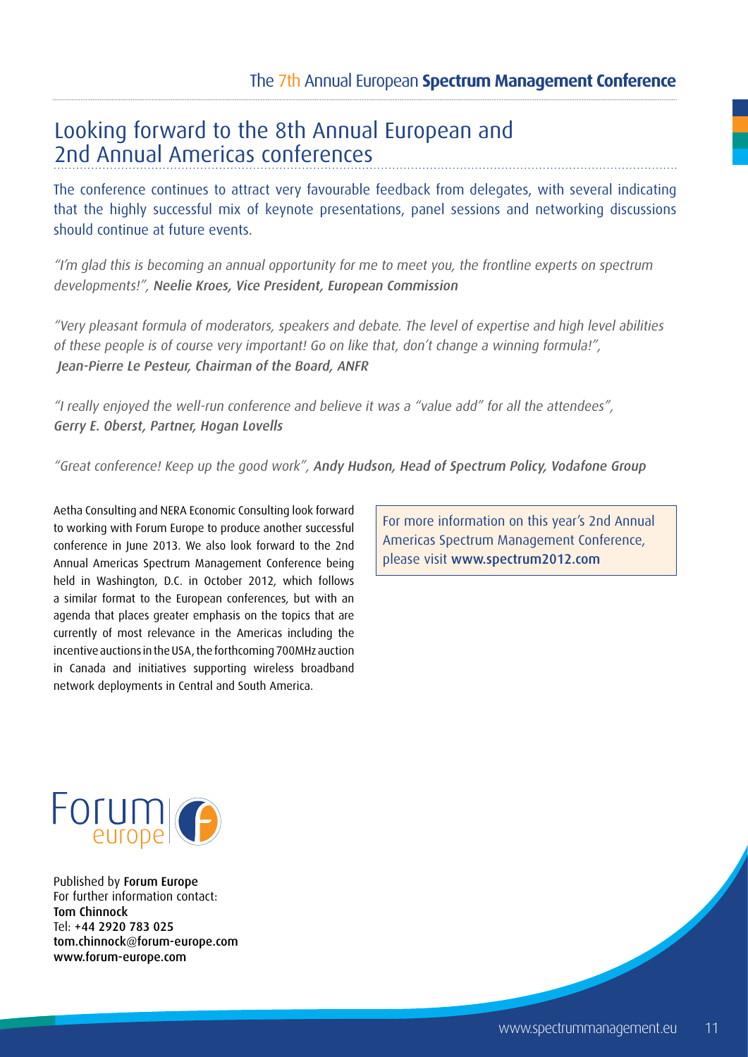## Looking forward to the 8th Annual European and 2nd Annual Americas conferences

The conference continues to attract very favourable feedback from delegates, with several indicating that the highly successful mix of keynote presentations, panel sessions and networking discussions should continue at future events.

*"I'm glad this is becoming an annual opportunity for me to meet you, the frontline experts on spectrum developments!", **Neelie Kroes, Vice President, European Commission***

*"Very pleasant formula of moderators, speakers and debate. The level of expertise and high level abilities of these people is of course very important! Go on like that, don't change a winning formula!", **Jean-Pierre Le Pesteur, Chairman of the Board, ANFR***

*"I really enjoyed the well-run conference and believe it was a "value add" for all the attendees", **Gerry E. Oberst, Partner, Hogan Lovells***

*"Great conference! Keep up the good work", **Andy Hudson, Head of Spectrum Policy, Vodafone Group***

Aetha Consulting and NERA Economic Consulting look forward to working with Forum Europe to produce another successful conference in June 2013. We also look forward to the 2nd Annual Americas Spectrum Management Conference being held in Washington, D.C. in October 2012, which follows a similar format to the European conferences, but with an agenda that places greater emphasis on the topics that are currently of most relevance in the Americas including the incentive auctions in the USA, the forthcoming 700MHz auction in Canada and initiatives supporting wireless broadband network deployments in Central and South America.

For more information on this year's 2nd Annual Americas Spectrum Management Conference, please visit **www.spectrum2012.com**

Forum europe

Published by **Forum Europe**
For further information contact:
**Tom Chinnock**
Tel: **+44 2920 783 025**
**tom.chinnock@forum-europe.com**
**www.forum-europe.com**